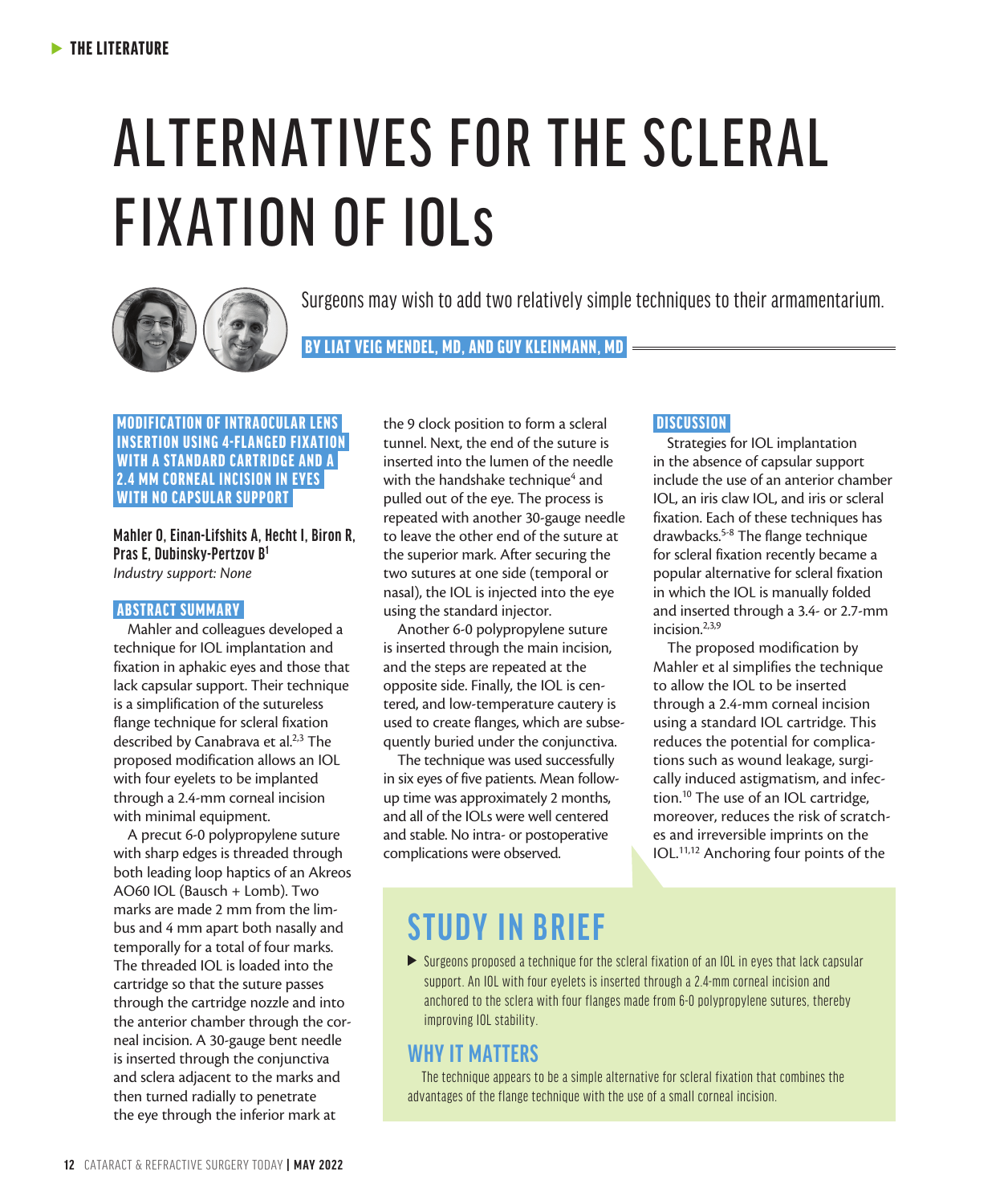# ALTERNATIVES FOR THE SCLERAL FIXATION OF IOLs

Surgeons may wish to add two relatively simple techniques to their armamentarium.

**BY LIAT VEIG MENDEL, MD, AND GUY KLEINMANN, MD**

## MODIFICATION OF INTRAOCULAR LENS INSERTION USING 4-FLANGED FIXATION WITH A STANDARD CARTRIDGE AND A 2.4 MM CORNEAL INCISION IN EYES WITH NO CAPSULAR SUPPORT

**Mahler O, Einan-Lifshits A, Hecht I, Biron R, Pras E, Dubinsky-Pertzov B**[1]
*Industry support: None*

### ABSTRACT SUMMARY

Mahler and colleagues developed a technique for IOL implantation and fixation in aphakic eyes and those that lack capsular support. Their technique is a simplification of the sutureless flange technique for scleral fixation described by Canabrava et al.[2,3] The proposed modification allows an IOL with four eyelets to be implanted through a 2.4-mm corneal incision with minimal equipment.

A precut 6-0 polypropylene suture with sharp edges is threaded through both leading loop haptics of an Akreos AO60 IOL (Bausch + Lomb). Two marks are made 2 mm from the limbus and 4 mm apart both nasally and temporally for a total of four marks. The threaded IOL is loaded into the cartridge so that the suture passes through the cartridge nozzle and into the anterior chamber through the corneal incision. A 30-gauge bent needle is inserted through the conjunctiva and sclera adjacent to the marks and then turned radially to penetrate the eye through the inferior mark at the 9 clock position to form a scleral tunnel. Next, the end of the suture is inserted into the lumen of the needle with the handshake technique[4] and pulled out of the eye. The process is repeated with another 30-gauge needle to leave the other end of the suture at the superior mark. After securing the two sutures at one side (temporal or nasal), the IOL is injected into the eye using the standard injector.

Another 6-0 polypropylene suture is inserted through the main incision, and the steps are repeated at the opposite side. Finally, the IOL is centered, and low-temperature cautery is used to create flanges, which are subsequently buried under the conjunctiva.

The technique was used successfully in six eyes of five patients. Mean follow-up time was approximately 2 months, and all of the IOLs were well centered and stable. No intra- or postoperative complications were observed.

### DISCUSSION

Strategies for IOL implantation in the absence of capsular support include the use of an anterior chamber IOL, an iris claw IOL, and iris or scleral fixation. Each of these techniques has drawbacks.[5-8] The flange technique for scleral fixation recently became a popular alternative for scleral fixation in which the IOL is manually folded and inserted through a 3.4- or 2.7-mm incision.[2,3,9]

The proposed modification by Mahler et al simplifies the technique to allow the IOL to be inserted through a 2.4-mm corneal incision using a standard IOL cartridge. This reduces the potential for complications such as wound leakage, surgically induced astigmatism, and infection.[10] The use of an IOL cartridge, moreover, reduces the risk of scratches and irreversible imprints on the IOL.[11,12] Anchoring four points of the

## STUDY IN BRIEF

- Surgeons proposed a technique for the scleral fixation of an IOL in eyes that lack capsular support. An IOL with four eyelets is inserted through a 2.4-mm corneal incision and anchored to the sclera with four flanges made from 6-0 polypropylene sutures, thereby improving IOL stability.

## WHY IT MATTERS

The technique appears to be a simple alternative for scleral fixation that combines the advantages of the flange technique with the use of a small corneal incision.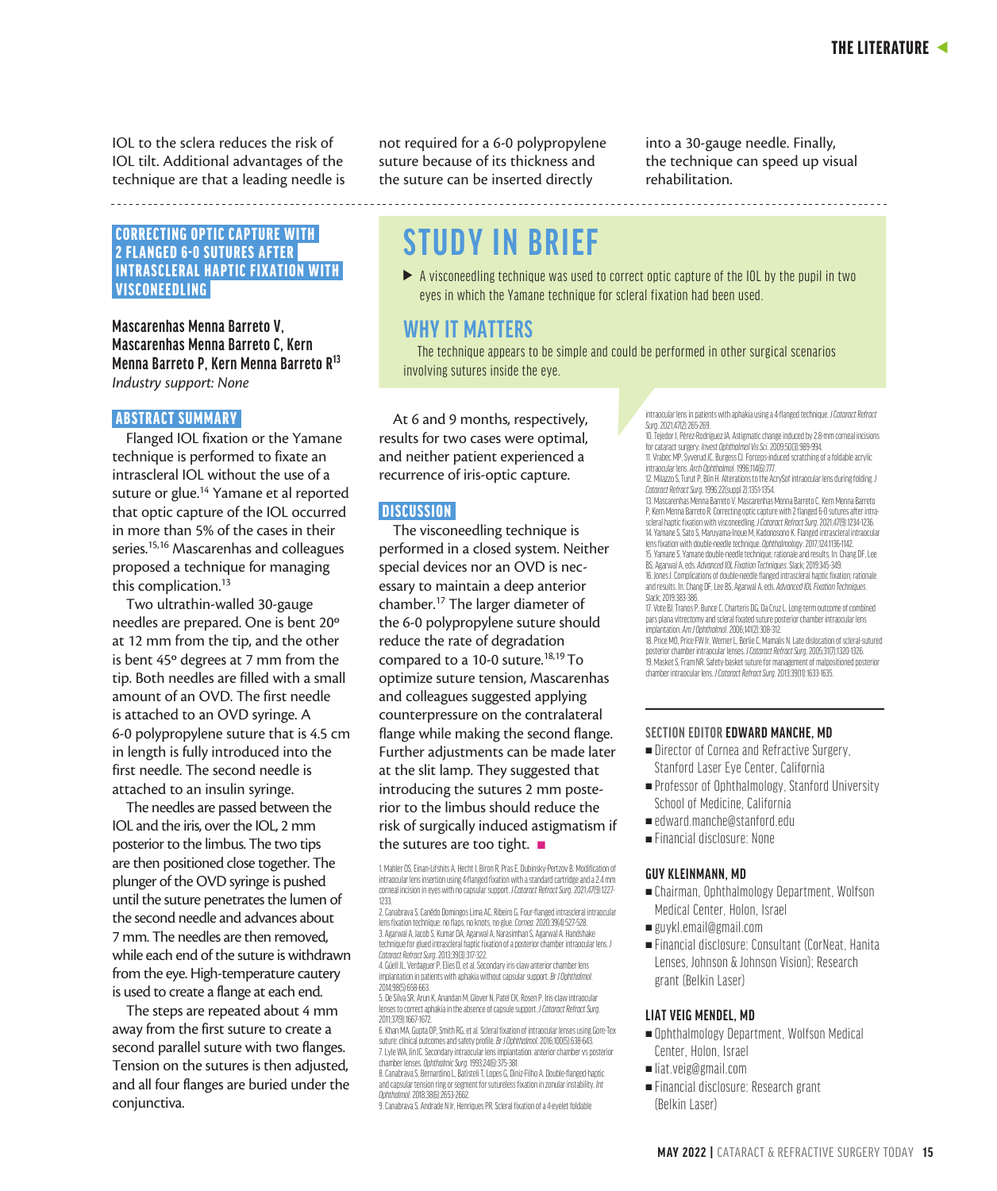IOL to the sclera reduces the risk of IOL tilt. Additional advantages of the technique are that a leading needle is not required for a 6-0 polypropylene suture because of its thickness and the suture can be inserted directly into a 30-gauge needle. Finally, the technique can speed up visual rehabilitation.

## CORRECTING OPTIC CAPTURE WITH 2 FLANGED 6-0 SUTURES AFTER INTRASCLERAL HAPTIC FIXATION WITH VISCONEEDLING

**Mascarenhas Menna Barreto V, Mascarenhas Menna Barreto C, Kern Menna Barreto P, Kern Menna Barreto R**[13]

*Industry support: None*

### ABSTRACT SUMMARY

Flanged IOL fixation or the Yamane technique is performed to fixate an intrascleral IOL without the use of a suture or glue.[14] Yamane et al reported that optic capture of the IOL occurred in more than 5% of the cases in their series.[15,16] Mascarenhas and colleagues proposed a technique for managing this complication.[13]

Two ultrathin-walled 30-gauge needles are prepared. One is bent 20º at 12 mm from the tip, and the other is bent 45º degrees at 7 mm from the tip. Both needles are filled with a small amount of an OVD. The first needle is attached to an OVD syringe. A 6-0 polypropylene suture that is 4.5 cm in length is fully introduced into the first needle. The second needle is attached to an insulin syringe.

The needles are passed between the IOL and the iris, over the IOL, 2 mm posterior to the limbus. The two tips are then positioned close together. The plunger of the OVD syringe is pushed until the suture penetrates the lumen of the second needle and advances about 7 mm. The needles are then removed, while each end of the suture is withdrawn from the eye. High-temperature cautery is used to create a flange at each end.

The steps are repeated about 4 mm away from the first suture to create a second parallel suture with two flanges. Tension on the sutures is then adjusted, and all four flanges are buried under the conjunctiva.

## STUDY IN BRIEF

- A visconeedling technique was used to correct optic capture of the IOL by the pupil in two eyes in which the Yamane technique for scleral fixation had been used.

### WHY IT MATTERS

The technique appears to be simple and could be performed in other surgical scenarios involving sutures inside the eye.

At 6 and 9 months, respectively, results for two cases were optimal, and neither patient experienced a recurrence of iris-optic capture.

### DISCUSSION

The visconeedling technique is performed in a closed system. Neither special devices nor an OVD is necessary to maintain a deep anterior chamber.[17] The larger diameter of the 6-0 polypropylene suture should reduce the rate of degradation compared to a 10-0 suture.[18,19] To optimize suture tension, Mascarenhas and colleagues suggested applying counterpressure on the contralateral flange while making the second flange. Further adjustments can be made later at the slit lamp. They suggested that introducing the sutures 2 mm posterior to the limbus should reduce the risk of surgically induced astigmatism if the sutures are too tight. ■

1. Mahler OS, Einan-Lifshits A, Hecht I, Biron R, Pras E, Dubinsky-Pertzov B. Modification of intraocular lens insertion using 4-flanged fixation with a standard cartridge and a 2.4 mm corneal incision in eyes with no capsular support. *J Cataract Refract Surg*. 2021;47(9):1227-1233.
2. Canabrava S, Canêdo Domingos Lima AC, Ribeiro G. Four-flanged intrascleral intraocular lens fixation technique: no flaps, no knots, no glue. *Cornea*. 2020;39(4):527-528.
3. Agarwal A, Jacob S, Kumar DA, Agarwal A, Narasimhan S, Agarwal A. Handshake technique for glued intrascleral haptic fixation of a posterior chamber intraocular lens. *J Cataract Refract Surg*. 2013;39(3):317-322.
4. Güell JL, Verdaguer P, Elies D, et al. Secondary iris-claw anterior chamber lens implantation in patients with aphakia without capsular support. *Br J Ophthalmol*. 2014;98(5):658-663.
5. De Silva SR, Arun K, Anandan M, Glover N, Patel CK, Rosen P. Iris-claw intraocular lenses to correct aphakia in the absence of capsule support. *J Cataract Refract Surg*. 2011;37(9):1667-1672.
6. Khan MA, Gupta OP, Smith RG, et al. Scleral fixation of intraocular lenses using Gore-Tex suture: clinical outcomes and safety profile. *Br J Ophthalmol*. 2016;100(5):638-643.
7. Lyle WA, Jin JC. Secondary intraocular lens implantation: anterior chamber vs posterior chamber lenses. *Ophthalmic Surg*. 1993;24(6):375-381.
8. Canabrava S, Bernardino L, Batisteli T, Lopes G, Diniz-Filho A. Double-flanged-haptic and capsular tension ring or segment for sutureless fixation in zonular instability. *Int Ophthalmol*. 2018;38(6):2653-2662.
9. Canabrava S, Andrade N Jr, Henriques PR. Scleral fixation of a 4-eyelet foldable intraocular lens in patients with aphakia using a 4-flanged technique. *J Cataract Refract Surg*. 2021;47(2):265-269.
10. Tejedor J, Pérez-Rodríguez JA. Astigmatic change induced by 2.8-mm corneal incisions for cataract surgery. *Invest Ophthalmol Vis Sci*. 2009;50(3):989-994.
11. Vrabec MP, Syverud JC, Burgess CJ. Forceps-induced scratching of a foldable acrylic intraocular lens. *Arch Ophthalmol*. 1996;114(6):777.
12. Milazzo S, Turut P, Blin H. Alterations to the AcrySof intraocular lens during folding. *J Cataract Refract Surg*. 1996;22(suppl 2):1351-1354.
13. Mascarenhas Menna Barreto V, Mascarenhas Menna Barreto C, Kern Menna Barreto P, Kern Menna Barreto R. Correcting optic capture with 2 flanged 6-0 sutures after intrascleral haptic fixation with visconeedling. *J Cataract Refract Surg*. 2021;47(9):1234-1236.
14. Yamane S, Sato S, Maruyama-Inoue M, Kadonosono K. Flanged intrascleral intraocular lens fixation with double-needle technique. *Ophthalmology*. 2017;124:1136-1142.
15. Yamane S. Yamane double-needle technique; rationale and results. In: Chang DF, Lee BS, Agarwal A, eds. *Advanced IOL Fixation Techniques*. Slack; 2019:345-349.
16. Jones J. Complications of double-needle flanged intrascleral haptic fixation; rationale and results. In: Chang DF, Lee BS, Agarwal A, eds. *Advanced IOL Fixation Techniques*. Slack; 2019:383-386.
17. Vote BJ, Tranos P, Bunce C, Charteris DG, Da Cruz L. Long-term outcome of combined pars plana vitrectomy and scleral fixated suture posterior chamber intraocular lens implantation. *Am J Ophthalmol*. 2006;141(2):308-312.
18. Price MO, Price FW Jr, Werner L, Berlie C, Mamalis N. Late dislocation of scleral-sutured posterior chamber intraocular lenses. *J Cataract Refract Surg*. 2005;31(7):1320-1326.
19. Masket S, Fram NR. Safety-basket suture for management of malpositioned posterior chamber intraocular lens. *J Cataract Refract Surg*. 2013;39(11):1633-1635.

---

**SECTION EDITOR EDWARD MANCHE, MD**

- Director of Cornea and Refractive Surgery, Stanford Laser Eye Center, California
- Professor of Ophthalmology, Stanford University School of Medicine, California
- edward.manche@stanford.edu
- Financial disclosure: None

**GUY KLEINMANN, MD**

- Chairman, Ophthalmology Department, Wolfson Medical Center, Holon, Israel
- guykl.email@gmail.com
- Financial disclosure: Consultant (CorNeat, Hanita Lenses, Johnson & Johnson Vision); Research grant (Belkin Laser)

**LIAT VEIG MENDEL, MD**

- Ophthalmology Department, Wolfson Medical Center, Holon, Israel
- liat.veig@gmail.com
- Financial disclosure: Research grant (Belkin Laser)